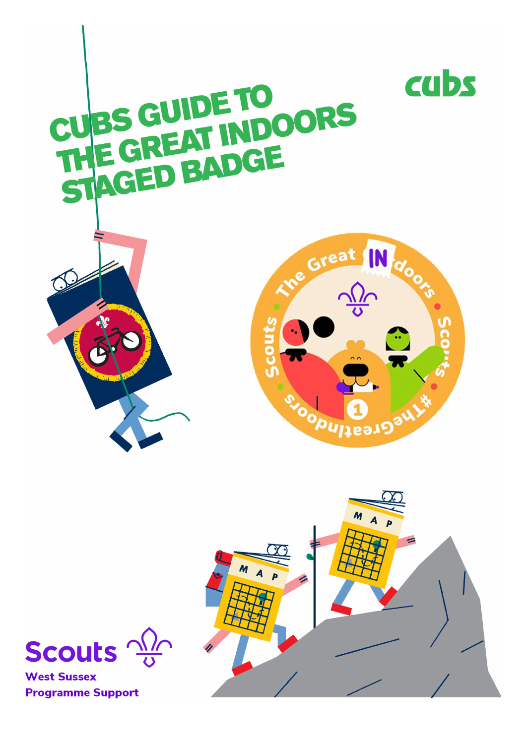# CUBS GUIDE TO THE GREAT INDOORS STAGED BADGE

cubs

Scouts

West Sussex

Programme Support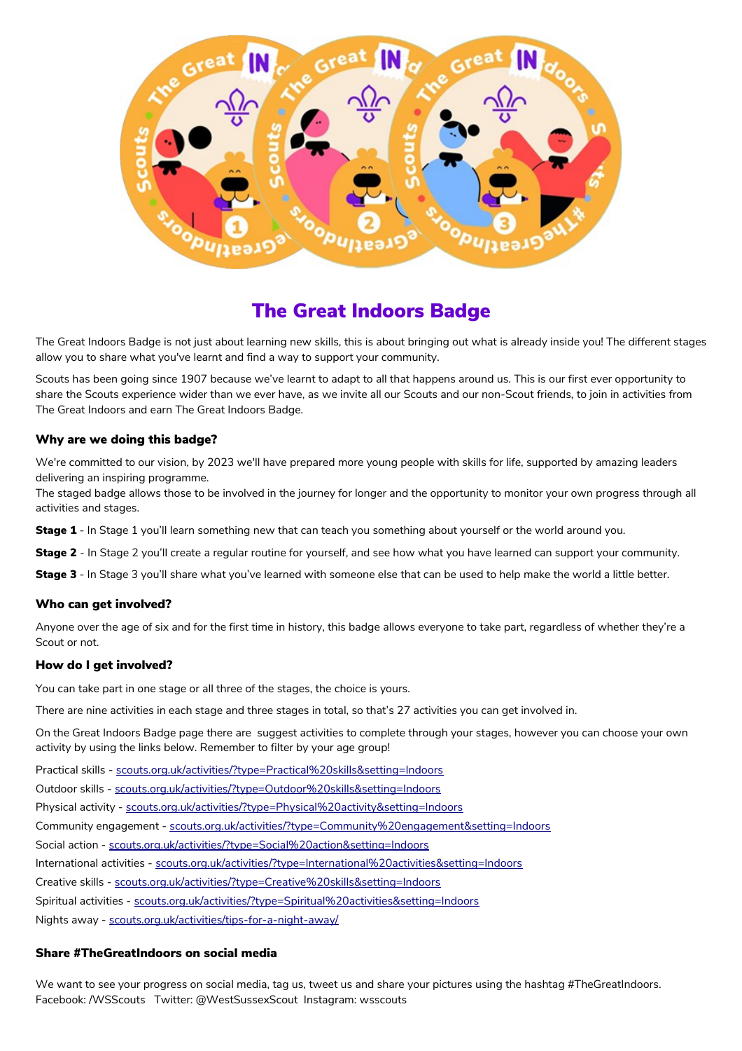# The Great Indoors Badge

The Great Indoors Badge is not just about learning new skills, this is about bringing out what is already inside you! The different stages allow you to share what you've learnt and find a way to support your community.

Scouts has been going since 1907 because we've learnt to adapt to all that happens around us. This is our first ever opportunity to share the Scouts experience wider than we ever have, as we invite all our Scouts and our non-Scout friends, to join in activities from The Great Indoors and earn The Great Indoors Badge.

### Why are we doing this badge?

We're committed to our vision, by 2023 we'll have prepared more young people with skills for life, supported by amazing leaders delivering an inspiring programme.
The staged badge allows those to be involved in the journey for longer and the opportunity to monitor your own progress through all activities and stages.

**Stage 1** - In Stage 1 you'll learn something new that can teach you something about yourself or the world around you.

**Stage 2** - In Stage 2 you'll create a regular routine for yourself, and see how what you have learned can support your community.

**Stage 3** - In Stage 3 you'll share what you've learned with someone else that can be used to help make the world a little better.

### Who can get involved?

Anyone over the age of six and for the first time in history, this badge allows everyone to take part, regardless of whether they're a Scout or not.

### How do I get involved?

You can take part in one stage or all three of the stages, the choice is yours.

There are nine activities in each stage and three stages in total, so that's 27 activities you can get involved in.

On the Great Indoors Badge page there are suggest activities to complete through your stages, however you can choose your own activity by using the links below. Remember to filter by your age group!

Practical skills - scouts.org.uk/activities/?type=Practical%20skills&setting=Indoors

Outdoor skills - scouts.org.uk/activities/?type=Outdoor%20skills&setting=Indoors

Physical activity - scouts.org.uk/activities/?type=Physical%20activity&setting=Indoors

Community engagement - scouts.org.uk/activities/?type=Community%20engagement&setting=Indoors

Social action - scouts.org.uk/activities/?type=Social%20action&setting=Indoors

International activities - scouts.org.uk/activities/?type=International%20activities&setting=Indoors

Creative skills - scouts.org.uk/activities/?type=Creative%20skills&setting=Indoors

Spiritual activities - scouts.org.uk/activities/?type=Spiritual%20activities&setting=Indoors

Nights away - scouts.org.uk/activities/tips-for-a-night-away/

### Share #TheGreatIndoors on social media

We want to see your progress on social media, tag us, tweet us and share your pictures using the hashtag #TheGreatIndoors.
Facebook: /WSScouts   Twitter: @WestSussexScout  Instagram: wsscouts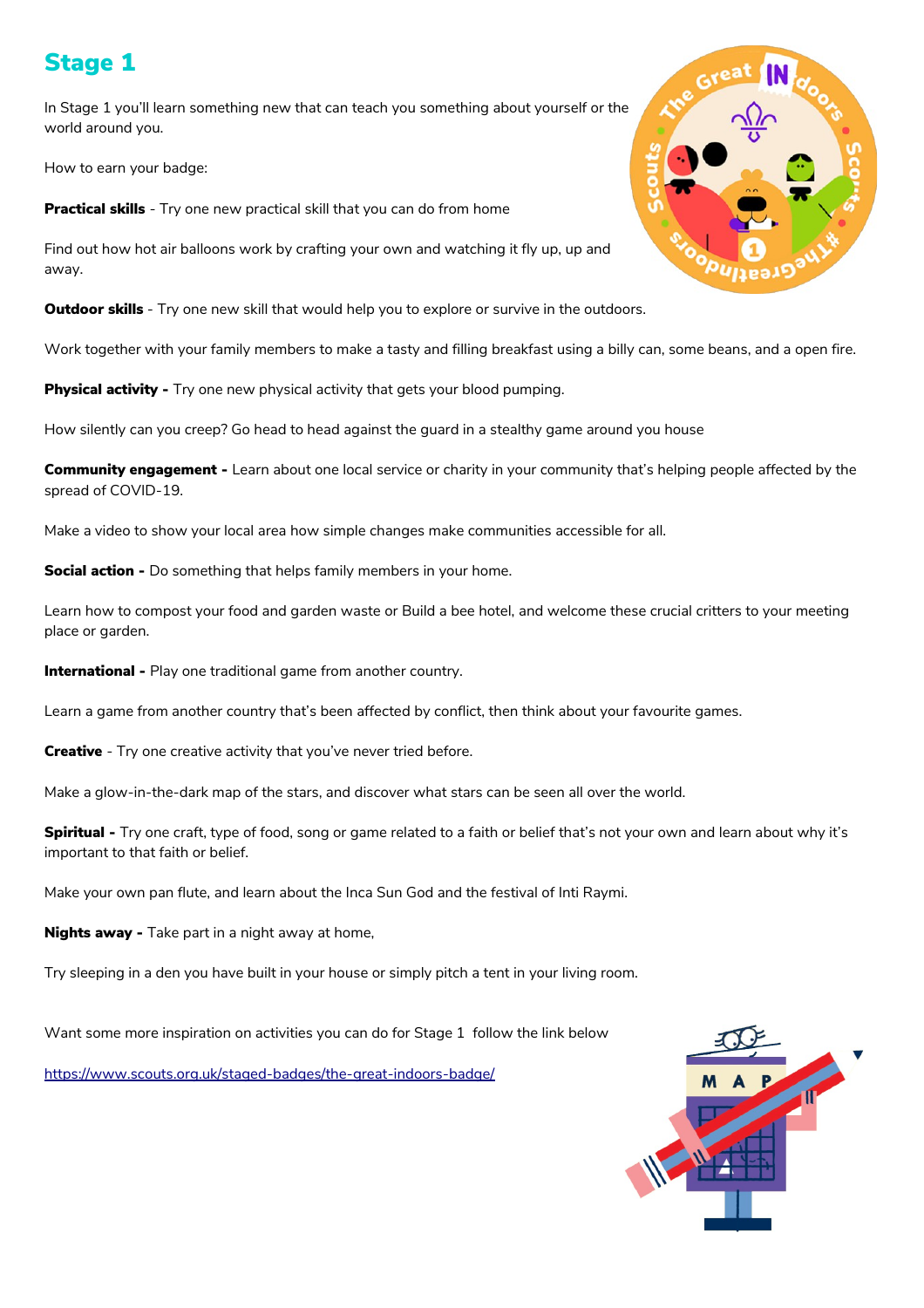# Stage 1

In Stage 1 you'll learn something new that can teach you something about yourself or the world around you.

How to earn your badge:

**Practical skills** - Try one new practical skill that you can do from home

Find out how hot air balloons work by crafting your own and watching it fly up, up and away.

**Outdoor skills** - Try one new skill that would help you to explore or survive in the outdoors.

Work together with your family members to make a tasty and filling breakfast using a billy can, some beans, and a open fire.

**Physical activity -** Try one new physical activity that gets your blood pumping.

How silently can you creep? Go head to head against the guard in a stealthy game around you house

**Community engagement -** Learn about one local service or charity in your community that's helping people affected by the spread of COVID-19.

Make a video to show your local area how simple changes make communities accessible for all.

**Social action -** Do something that helps family members in your home.

Learn how to compost your food and garden waste or Build a bee hotel, and welcome these crucial critters to your meeting place or garden.

**International -** Play one traditional game from another country.

Learn a game from another country that's been affected by conflict, then think about your favourite games.

**Creative** - Try one creative activity that you've never tried before.

Make a glow-in-the-dark map of the stars, and discover what stars can be seen all over the world.

**Spiritual -** Try one craft, type of food, song or game related to a faith or belief that's not your own and learn about why it's important to that faith or belief.

Make your own pan flute, and learn about the Inca Sun God and the festival of Inti Raymi.

**Nights away -** Take part in a night away at home,

Try sleeping in a den you have built in your house or simply pitch a tent in your living room.

Want some more inspiration on activities you can do for Stage 1 follow the link below

https://www.scouts.org.uk/staged-badges/the-great-indoors-badge/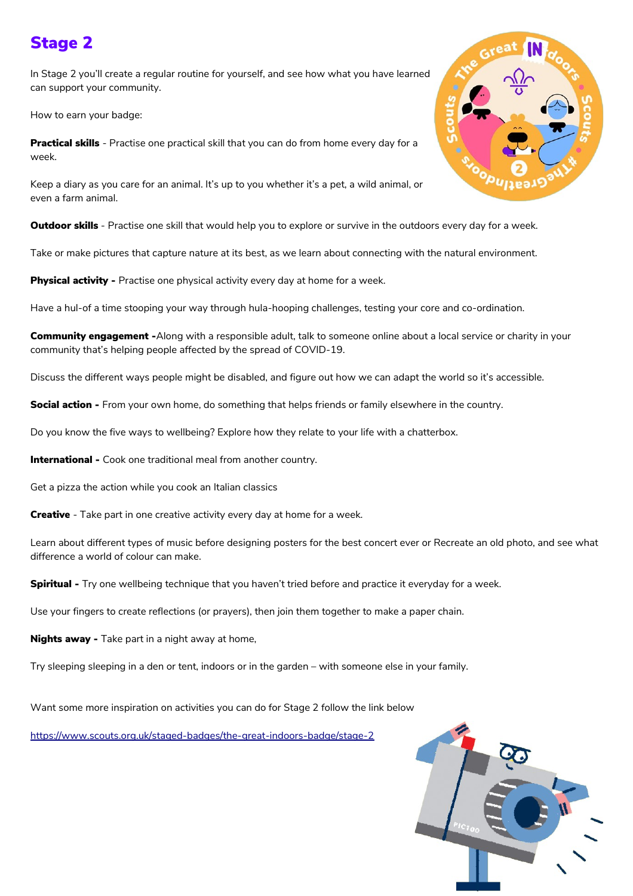# Stage 2

In Stage 2 you'll create a regular routine for yourself, and see how what you have learned can support your community.

How to earn your badge:

**Practical skills** - Practise one practical skill that you can do from home every day for a week.

Keep a diary as you care for an animal. It's up to you whether it's a pet, a wild animal, or even a farm animal.

**Outdoor skills** - Practise one skill that would help you to explore or survive in the outdoors every day for a week.

Take or make pictures that capture nature at its best, as we learn about connecting with the natural environment.

**Physical activity -** Practise one physical activity every day at home for a week.

Have a hul-of a time stooping your way through hula-hooping challenges, testing your core and co-ordination.

**Community engagement -**Along with a responsible adult, talk to someone online about a local service or charity in your community that's helping people affected by the spread of COVID-19.

Discuss the different ways people might be disabled, and figure out how we can adapt the world so it's accessible.

**Social action -** From your own home, do something that helps friends or family elsewhere in the country.

Do you know the five ways to wellbeing? Explore how they relate to your life with a chatterbox.

**International -** Cook one traditional meal from another country.

Get a pizza the action while you cook an Italian classics

**Creative** - Take part in one creative activity every day at home for a week.

Learn about different types of music before designing posters for the best concert ever or Recreate an old photo, and see what difference a world of colour can make.

**Spiritual -** Try one wellbeing technique that you haven't tried before and practice it everyday for a week.

Use your fingers to create reflections (or prayers), then join them together to make a paper chain.

**Nights away -** Take part in a night away at home,

Try sleeping sleeping in a den or tent, indoors or in the garden – with someone else in your family.

Want some more inspiration on activities you can do for Stage 2 follow the link below

https://www.scouts.org.uk/staged-badges/the-great-indoors-badge/stage-2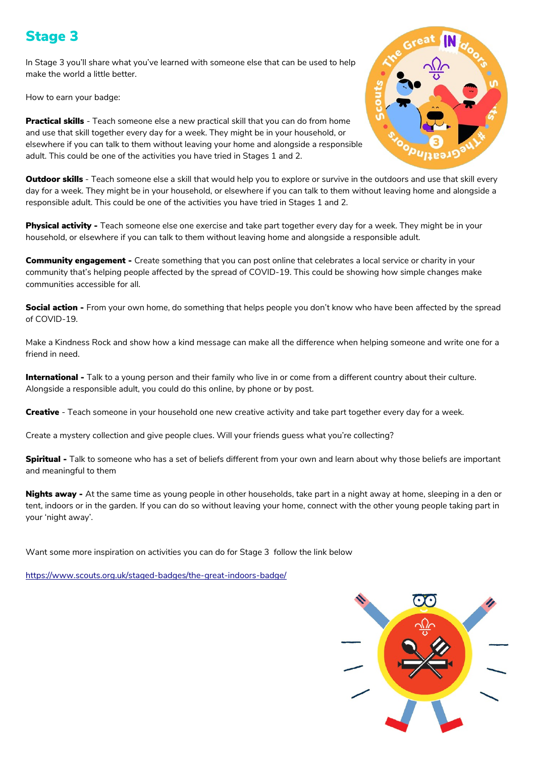## Stage 3

In Stage 3 you'll share what you've learned with someone else that can be used to help make the world a little better.

How to earn your badge:

**Practical skills** - Teach someone else a new practical skill that you can do from home and use that skill together every day for a week. They might be in your household, or elsewhere if you can talk to them without leaving your home and alongside a responsible adult. This could be one of the activities you have tried in Stages 1 and 2.

**Outdoor skills** - Teach someone else a skill that would help you to explore or survive in the outdoors and use that skill every day for a week. They might be in your household, or elsewhere if you can talk to them without leaving home and alongside a responsible adult. This could be one of the activities you have tried in Stages 1 and 2.

**Physical activity -** Teach someone else one exercise and take part together every day for a week. They might be in your household, or elsewhere if you can talk to them without leaving home and alongside a responsible adult.

**Community engagement -** Create something that you can post online that celebrates a local service or charity in your community that's helping people affected by the spread of COVID-19. This could be showing how simple changes make communities accessible for all.

**Social action -** From your own home, do something that helps people you don't know who have been affected by the spread of COVID-19.

Make a Kindness Rock and show how a kind message can make all the difference when helping someone and write one for a friend in need.

**International -** Talk to a young person and their family who live in or come from a different country about their culture. Alongside a responsible adult, you could do this online, by phone or by post.

**Creative** - Teach someone in your household one new creative activity and take part together every day for a week.

Create a mystery collection and give people clues. Will your friends guess what you're collecting?

**Spiritual -** Talk to someone who has a set of beliefs different from your own and learn about why those beliefs are important and meaningful to them

**Nights away -** At the same time as young people in other households, take part in a night away at home, sleeping in a den or tent, indoors or in the garden. If you can do so without leaving your home, connect with the other young people taking part in your 'night away'.

Want some more inspiration on activities you can do for Stage 3 follow the link below

https://www.scouts.org.uk/staged-badges/the-great-indoors-badge/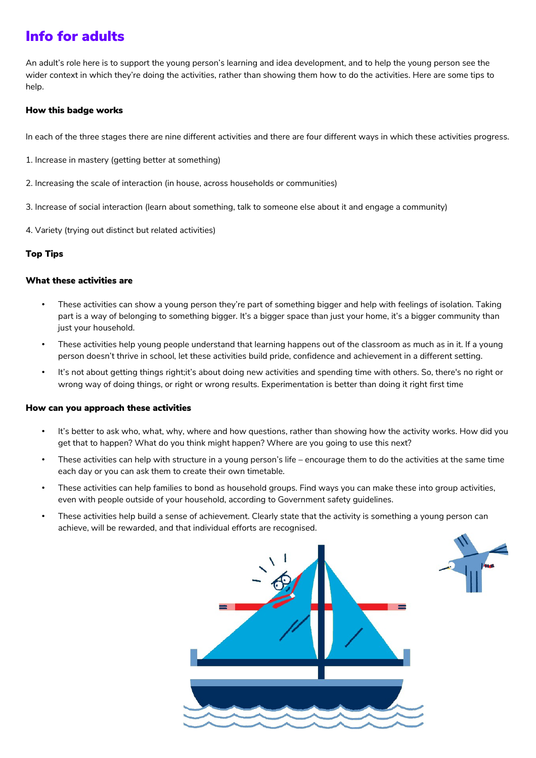# Info for adults

An adult's role here is to support the young person's learning and idea development, and to help the young person see the wider context in which they're doing the activities, rather than showing them how to do the activities. Here are some tips to help.

### How this badge works

In each of the three stages there are nine different activities and there are four different ways in which these activities progress.

1. Increase in mastery (getting better at something)

2. Increasing the scale of interaction (in house, across households or communities)

3. Increase of social interaction (learn about something, talk to someone else about it and engage a community)

4. Variety (trying out distinct but related activities)

### Top Tips

### What these activities are

- These activities can show a young person they're part of something bigger and help with feelings of isolation. Taking part is a way of belonging to something bigger. It's a bigger space than just your home, it's a bigger community than just your household.
- These activities help young people understand that learning happens out of the classroom as much as in it. If a young person doesn't thrive in school, let these activities build pride, confidence and achievement in a different setting.
- It's not about getting things right;it's about doing new activities and spending time with others. So, there's no right or wrong way of doing things, or right or wrong results. Experimentation is better than doing it right first time

### How can you approach these activities

- It's better to ask who, what, why, where and how questions, rather than showing how the activity works. How did you get that to happen? What do you think might happen? Where are you going to use this next?
- These activities can help with structure in a young person's life – encourage them to do the activities at the same time each day or you can ask them to create their own timetable.
- These activities can help families to bond as household groups. Find ways you can make these into group activities, even with people outside of your household, according to Government safety guidelines.
- These activities help build a sense of achievement. Clearly state that the activity is something a young person can achieve, will be rewarded, and that individual efforts are recognised.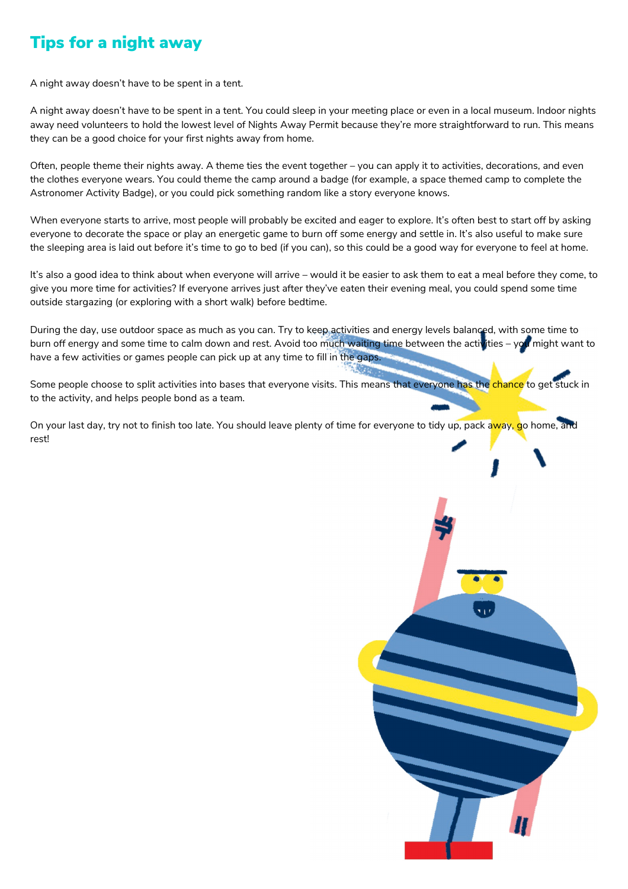# Tips for a night away

A night away doesn't have to be spent in a tent.

A night away doesn't have to be spent in a tent. You could sleep in your meeting place or even in a local museum. Indoor nights away need volunteers to hold the lowest level of Nights Away Permit because they're more straightforward to run. This means they can be a good choice for your first nights away from home.

Often, people theme their nights away. A theme ties the event together – you can apply it to activities, decorations, and even the clothes everyone wears. You could theme the camp around a badge (for example, a space themed camp to complete the Astronomer Activity Badge), or you could pick something random like a story everyone knows.

When everyone starts to arrive, most people will probably be excited and eager to explore. It's often best to start off by asking everyone to decorate the space or play an energetic game to burn off some energy and settle in. It's also useful to make sure the sleeping area is laid out before it's time to go to bed (if you can), so this could be a good way for everyone to feel at home.

It's also a good idea to think about when everyone will arrive – would it be easier to ask them to eat a meal before they come, to give you more time for activities? If everyone arrives just after they've eaten their evening meal, you could spend some time outside stargazing (or exploring with a short walk) before bedtime.

During the day, use outdoor space as much as you can. Try to keep activities and energy levels balanced, with some time to burn off energy and some time to calm down and rest. Avoid too much waiting time between the activities – you might want to have a few activities or games people can pick up at any time to fill in the gaps.

Some people choose to split activities into bases that everyone visits. This means that everyone has the chance to get stuck in to the activity, and helps people bond as a team.

On your last day, try not to finish too late. You should leave plenty of time for everyone to tidy up, pack away, go home, and rest!